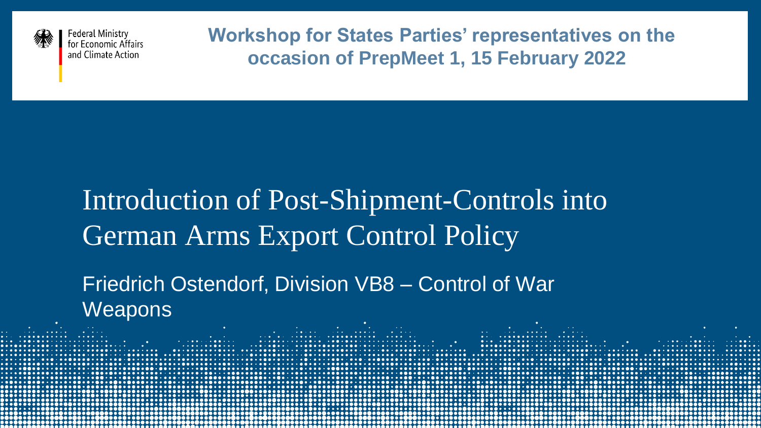Federal Ministry for Economic Affairs and Climate Action

**Workshop for States Parties' representatives on the occasion of PrepMeet 1, 15 February 2022**

# Introduction of Post-Shipment-Controls into German Arms Export Control Policy

Friedrich Ostendorf, Division VB8 – Control of War Weapons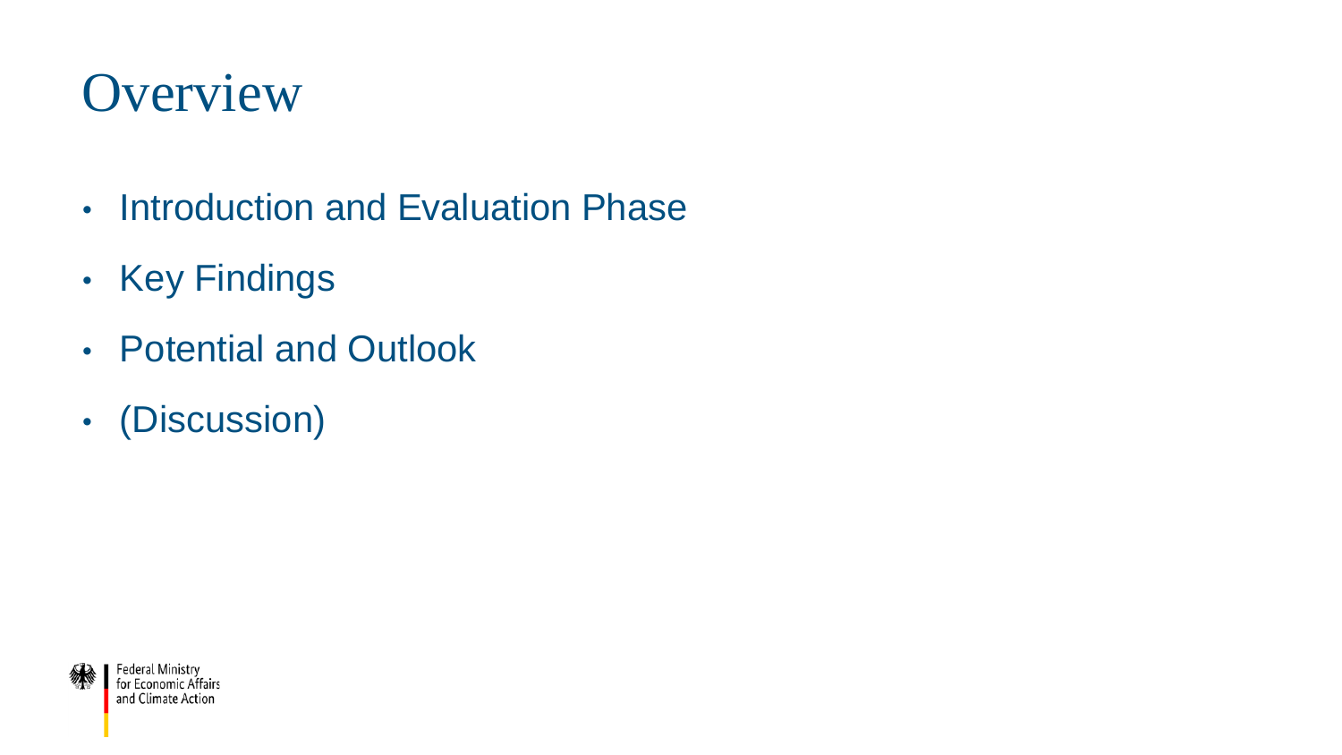# Overview

- Introduction and Evaluation Phase
- Key Findings
- Potential and Outlook
- (Discussion)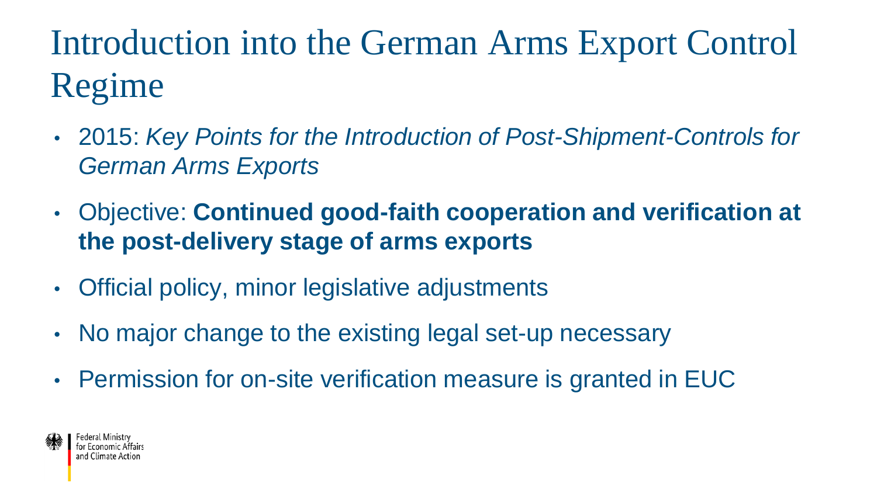# Introduction into the German Arms Export Control Regime

- 2015: *Key Points for the Introduction of Post-Shipment-Controls for German Arms Exports*
- Objective: **Continued good-faith cooperation and verification at the post-delivery stage of arms exports**
- Official policy, minor legislative adjustments
- No major change to the existing legal set-up necessary
- Permission for on-site verification measure is granted in EUC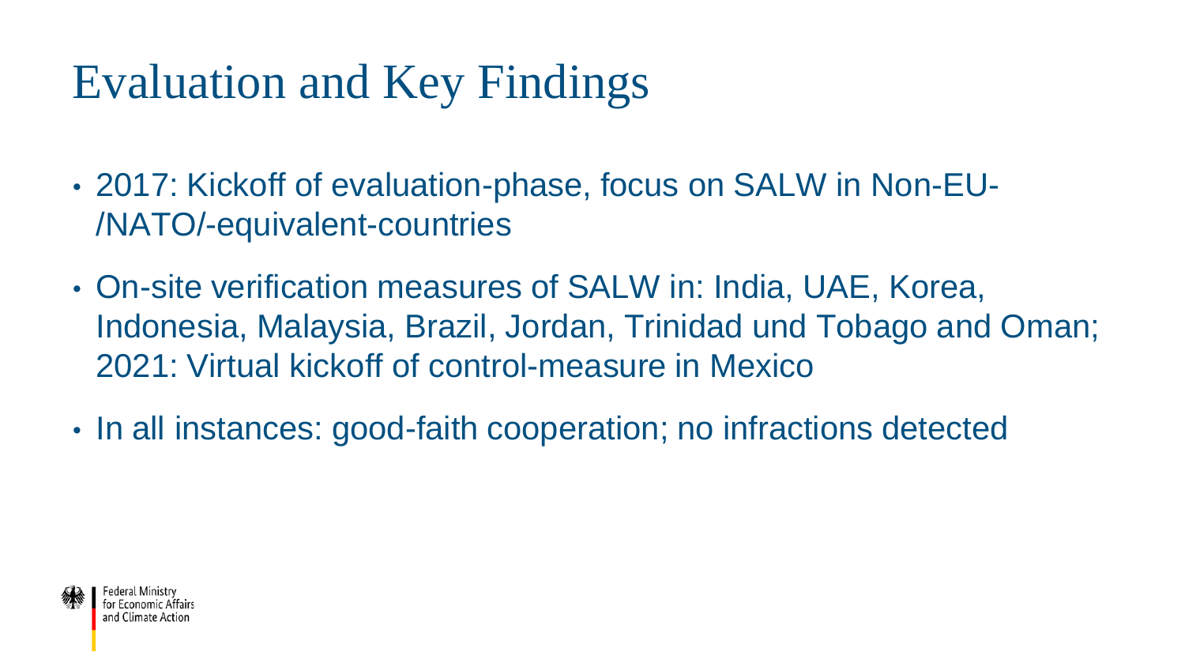# Evaluation and Key Findings

- 2017: Kickoff of evaluation-phase, focus on SALW in Non-EU-/NATO/-equivalent-countries
- On-site verification measures of SALW in: India, UAE, Korea, Indonesia, Malaysia, Brazil, Jordan, Trinidad und Tobago and Oman; 2021: Virtual kickoff of control-measure in Mexico
- In all instances: good-faith cooperation; no infractions detected

Federal Ministry for Economic Affairs and Climate Action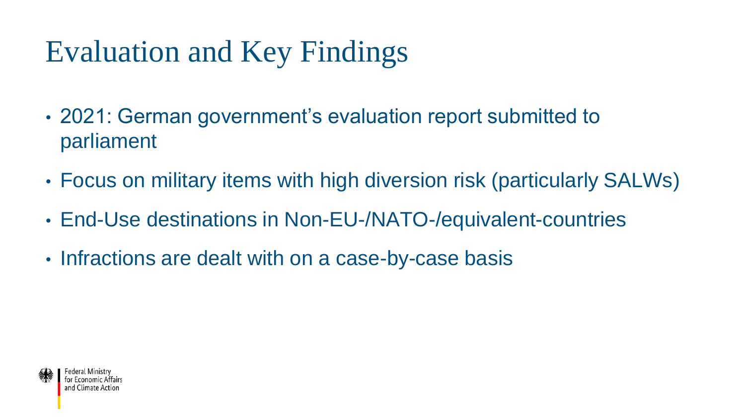# Evaluation and Key Findings

- 2021: German government's evaluation report submitted to parliament
- Focus on military items with high diversion risk (particularly SALWs)
- End-Use destinations in Non-EU-/NATO-/equivalent-countries
- Infractions are dealt with on a case-by-case basis

Federal Ministry for Economic Affairs and Climate Action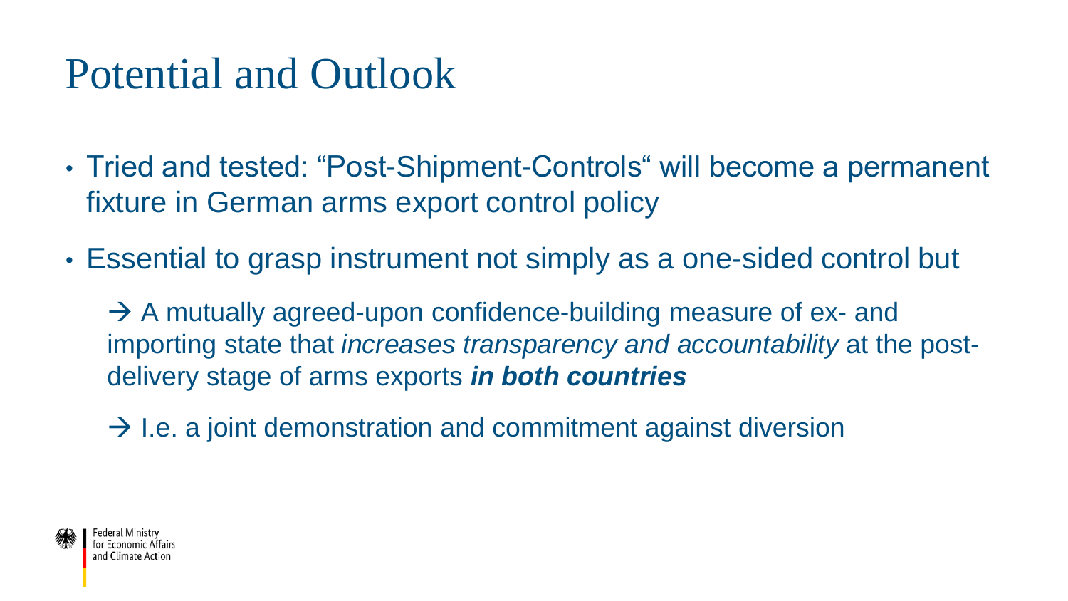# Potential and Outlook

- Tried and tested: “Post-Shipment-Controls“ will become a permanent fixture in German arms export control policy
- Essential to grasp instrument not simply as a one-sided control but

  → A mutually agreed-upon confidence-building measure of ex- and importing state that *increases transparency and accountability* at the post-delivery stage of arms exports ***in both countries***

  → I.e. a joint demonstration and commitment against diversion

Federal Ministry for Economic Affairs and Climate Action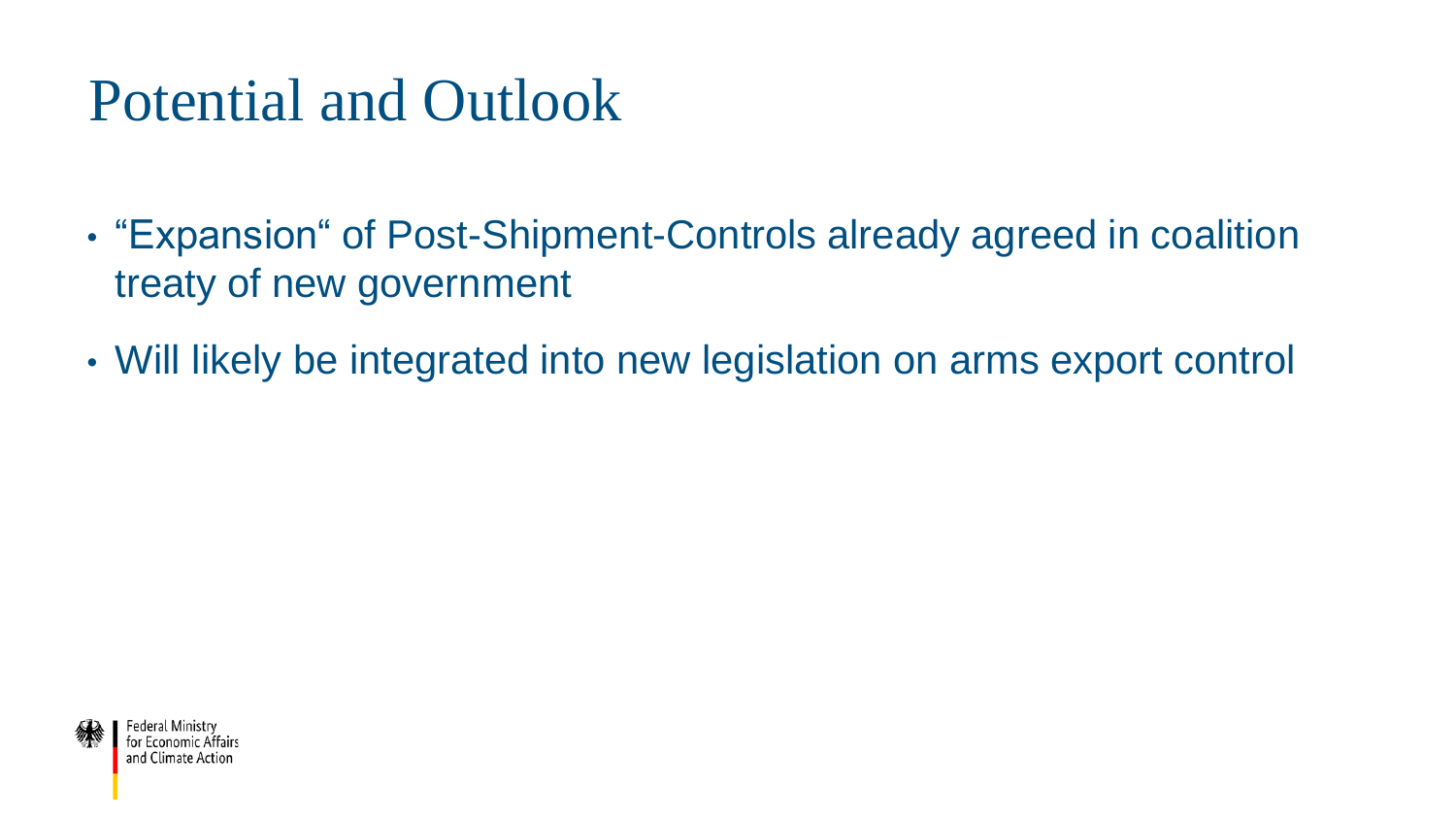# Potential and Outlook

- “Expansion“ of Post-Shipment-Controls already agreed in coalition treaty of new government
- Will likely be integrated into new legislation on arms export control

Federal Ministry for Economic Affairs and Climate Action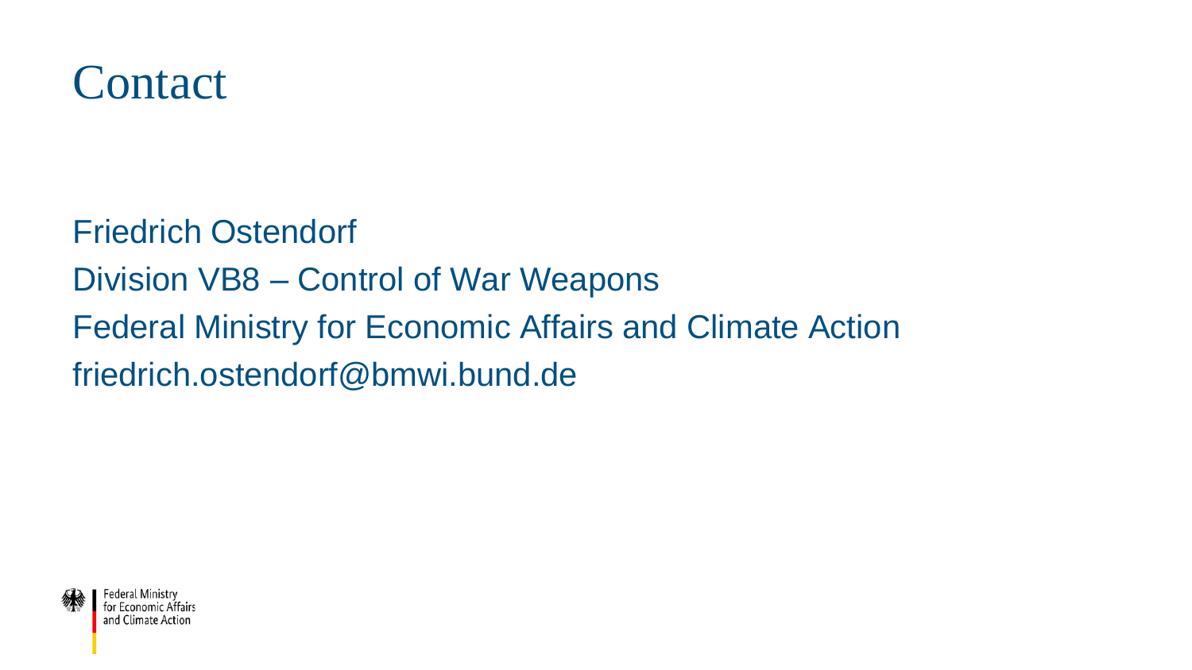# Contact

Friedrich Ostendorf

Division VB8 – Control of War Weapons

Federal Ministry for Economic Affairs and Climate Action

friedrich.ostendorf@bmwi.bund.de

Federal Ministry
for Economic Affairs
and Climate Action